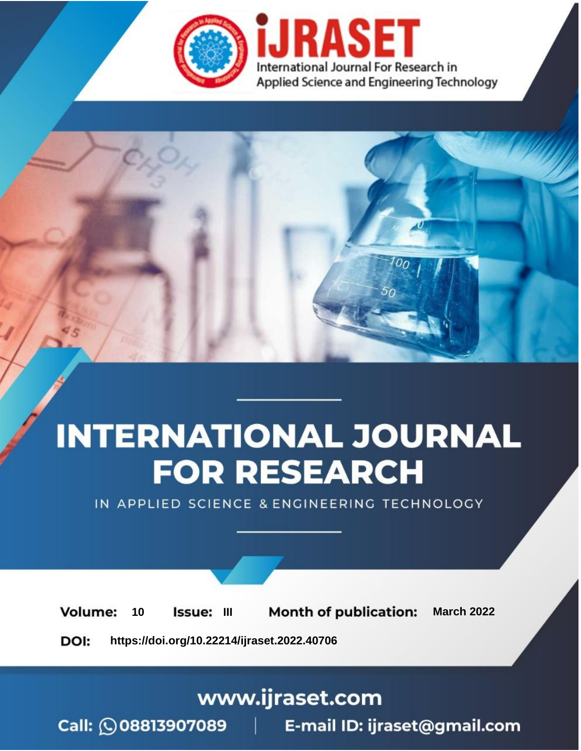iJRASET

International Journal For Research in Applied Science and Engineering Technology

# INTERNATIONAL JOURNAL FOR RESEARCH

IN APPLIED SCIENCE & ENGINEERING TECHNOLOGY

**Volume:** 10 **Issue:** III **Month of publication:** March 2022

**DOI:** https://doi.org/10.22214/ijraset.2022.40706

www.ijraset.com

Call: 08813907089 | E-mail ID: ijraset@gmail.com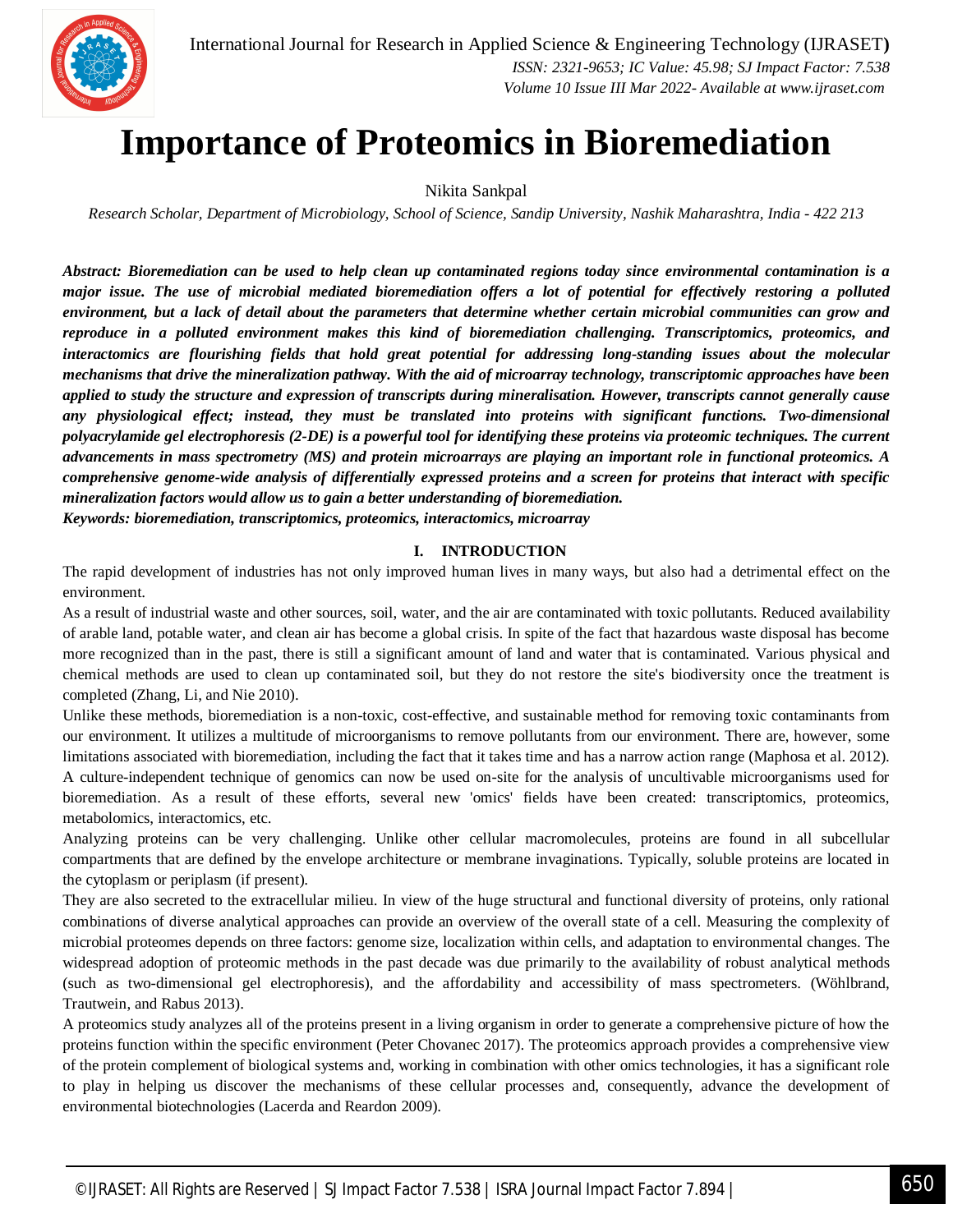# Importance of Proteomics in Bioremediation

Nikita Sankpal

*Research Scholar, Department of Microbiology, School of Science, Sandip University, Nashik Maharashtra, India - 422 213*

***Abstract: Bioremediation can be used to help clean up contaminated regions today since environmental contamination is a major issue. The use of microbial mediated bioremediation offers a lot of potential for effectively restoring a polluted environment, but a lack of detail about the parameters that determine whether certain microbial communities can grow and reproduce in a polluted environment makes this kind of bioremediation challenging. Transcriptomics, proteomics, and interactomics are flourishing fields that hold great potential for addressing long-standing issues about the molecular mechanisms that drive the mineralization pathway. With the aid of microarray technology, transcriptomic approaches have been applied to study the structure and expression of transcripts during mineralisation. However, transcripts cannot generally cause any physiological effect; instead, they must be translated into proteins with significant functions. Two-dimensional polyacrylamide gel electrophoresis (2-DE) is a powerful tool for identifying these proteins via proteomic techniques. The current advancements in mass spectrometry (MS) and protein microarrays are playing an important role in functional proteomics. A comprehensive genome-wide analysis of differentially expressed proteins and a screen for proteins that interact with specific mineralization factors would allow us to gain a better understanding of bioremediation.***

***Keywords: bioremediation, transcriptomics, proteomics, interactomics, microarray***

## I. INTRODUCTION

The rapid development of industries has not only improved human lives in many ways, but also had a detrimental effect on the environment.

As a result of industrial waste and other sources, soil, water, and the air are contaminated with toxic pollutants. Reduced availability of arable land, potable water, and clean air has become a global crisis. In spite of the fact that hazardous waste disposal has become more recognized than in the past, there is still a significant amount of land and water that is contaminated. Various physical and chemical methods are used to clean up contaminated soil, but they do not restore the site's biodiversity once the treatment is completed (Zhang, Li, and Nie 2010).

Unlike these methods, bioremediation is a non-toxic, cost-effective, and sustainable method for removing toxic contaminants from our environment. It utilizes a multitude of microorganisms to remove pollutants from our environment. There are, however, some limitations associated with bioremediation, including the fact that it takes time and has a narrow action range (Maphosa et al. 2012).

A culture-independent technique of genomics can now be used on-site for the analysis of uncultivable microorganisms used for bioremediation. As a result of these efforts, several new 'omics' fields have been created: transcriptomics, proteomics, metabolomics, interactomics, etc.

Analyzing proteins can be very challenging. Unlike other cellular macromolecules, proteins are found in all subcellular compartments that are defined by the envelope architecture or membrane invaginations. Typically, soluble proteins are located in the cytoplasm or periplasm (if present).

They are also secreted to the extracellular milieu. In view of the huge structural and functional diversity of proteins, only rational combinations of diverse analytical approaches can provide an overview of the overall state of a cell. Measuring the complexity of microbial proteomes depends on three factors: genome size, localization within cells, and adaptation to environmental changes. The widespread adoption of proteomic methods in the past decade was due primarily to the availability of robust analytical methods (such as two-dimensional gel electrophoresis), and the affordability and accessibility of mass spectrometers. (Wöhlbrand, Trautwein, and Rabus 2013).

A proteomics study analyzes all of the proteins present in a living organism in order to generate a comprehensive picture of how the proteins function within the specific environment (Peter Chovanec 2017). The proteomics approach provides a comprehensive view of the protein complement of biological systems and, working in combination with other omics technologies, it has a significant role to play in helping us discover the mechanisms of these cellular processes and, consequently, advance the development of environmental biotechnologies (Lacerda and Reardon 2009).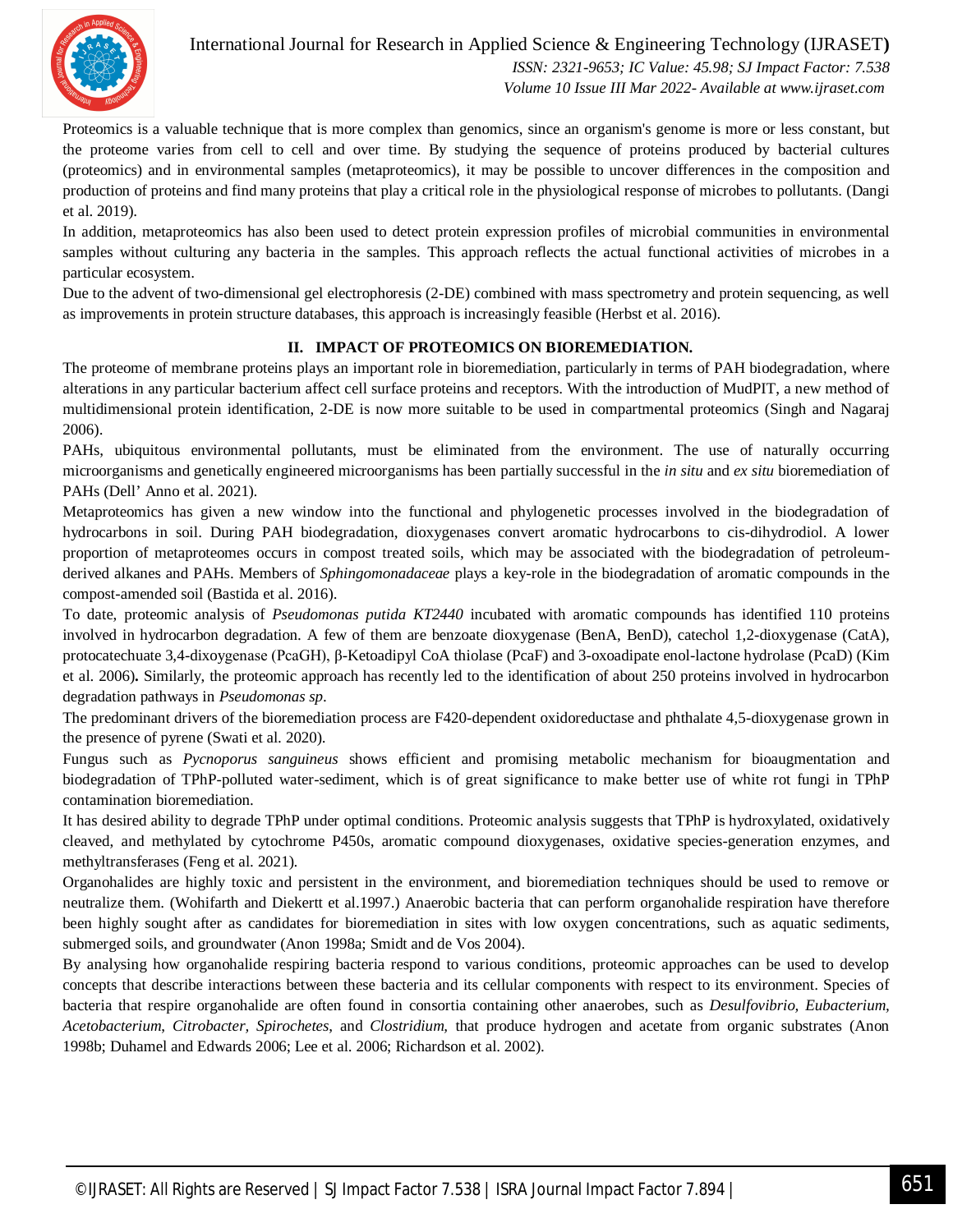Proteomics is a valuable technique that is more complex than genomics, since an organism's genome is more or less constant, but the proteome varies from cell to cell and over time. By studying the sequence of proteins produced by bacterial cultures (proteomics) and in environmental samples (metaproteomics), it may be possible to uncover differences in the composition and production of proteins and find many proteins that play a critical role in the physiological response of microbes to pollutants. (Dangi et al. 2019).

In addition, metaproteomics has also been used to detect protein expression profiles of microbial communities in environmental samples without culturing any bacteria in the samples. This approach reflects the actual functional activities of microbes in a particular ecosystem.

Due to the advent of two-dimensional gel electrophoresis (2-DE) combined with mass spectrometry and protein sequencing, as well as improvements in protein structure databases, this approach is increasingly feasible (Herbst et al. 2016).

## II. IMPACT OF PROTEOMICS ON BIOREMEDIATION.

The proteome of membrane proteins plays an important role in bioremediation, particularly in terms of PAH biodegradation, where alterations in any particular bacterium affect cell surface proteins and receptors. With the introduction of MudPIT, a new method of multidimensional protein identification, 2-DE is now more suitable to be used in compartmental proteomics (Singh and Nagaraj 2006).

PAHs, ubiquitous environmental pollutants, must be eliminated from the environment. The use of naturally occurring microorganisms and genetically engineered microorganisms has been partially successful in the *in situ* and *ex situ* bioremediation of PAHs (Dell' Anno et al. 2021).

Metaproteomics has given a new window into the functional and phylogenetic processes involved in the biodegradation of hydrocarbons in soil. During PAH biodegradation, dioxygenases convert aromatic hydrocarbons to cis-dihydrodiol. A lower proportion of metaproteomes occurs in compost treated soils, which may be associated with the biodegradation of petroleum-derived alkanes and PAHs. Members of *Sphingomonadaceae* plays a key-role in the biodegradation of aromatic compounds in the compost-amended soil (Bastida et al. 2016).

To date, proteomic analysis of *Pseudomonas putida KT2440* incubated with aromatic compounds has identified 110 proteins involved in hydrocarbon degradation. A few of them are benzoate dioxygenase (BenA, BenD), catechol 1,2-dioxygenase (CatA), protocatechuate 3,4-dixoygenase (PcaGH), β-Ketoadipyl CoA thiolase (PcaF) and 3-oxoadipate enol-lactone hydrolase (PcaD) (Kim et al. 2006)**.** Similarly, the proteomic approach has recently led to the identification of about 250 proteins involved in hydrocarbon degradation pathways in *Pseudomonas sp*.

The predominant drivers of the bioremediation process are F420-dependent oxidoreductase and phthalate 4,5-dioxygenase grown in the presence of pyrene (Swati et al. 2020).

Fungus such as *Pycnoporus sanguineus* shows efficient and promising metabolic mechanism for bioaugmentation and biodegradation of TPhP-polluted water-sediment, which is of great significance to make better use of white rot fungi in TPhP contamination bioremediation.

It has desired ability to degrade TPhP under optimal conditions. Proteomic analysis suggests that TPhP is hydroxylated, oxidatively cleaved, and methylated by cytochrome P450s, aromatic compound dioxygenases, oxidative species-generation enzymes, and methyltransferases (Feng et al. 2021).

Organohalides are highly toxic and persistent in the environment, and bioremediation techniques should be used to remove or neutralize them. (Wohifarth and Diekertt et al.1997.) Anaerobic bacteria that can perform organohalide respiration have therefore been highly sought after as candidates for bioremediation in sites with low oxygen concentrations, such as aquatic sediments, submerged soils, and groundwater (Anon 1998a; Smidt and de Vos 2004).

By analysing how organohalide respiring bacteria respond to various conditions, proteomic approaches can be used to develop concepts that describe interactions between these bacteria and its cellular components with respect to its environment. Species of bacteria that respire organohalide are often found in consortia containing other anaerobes, such as *Desulfovibrio, Eubacterium, Acetobacterium, Citrobacter, Spirochetes,* and *Clostridium,* that produce hydrogen and acetate from organic substrates (Anon 1998b; Duhamel and Edwards 2006; Lee et al. 2006; Richardson et al. 2002).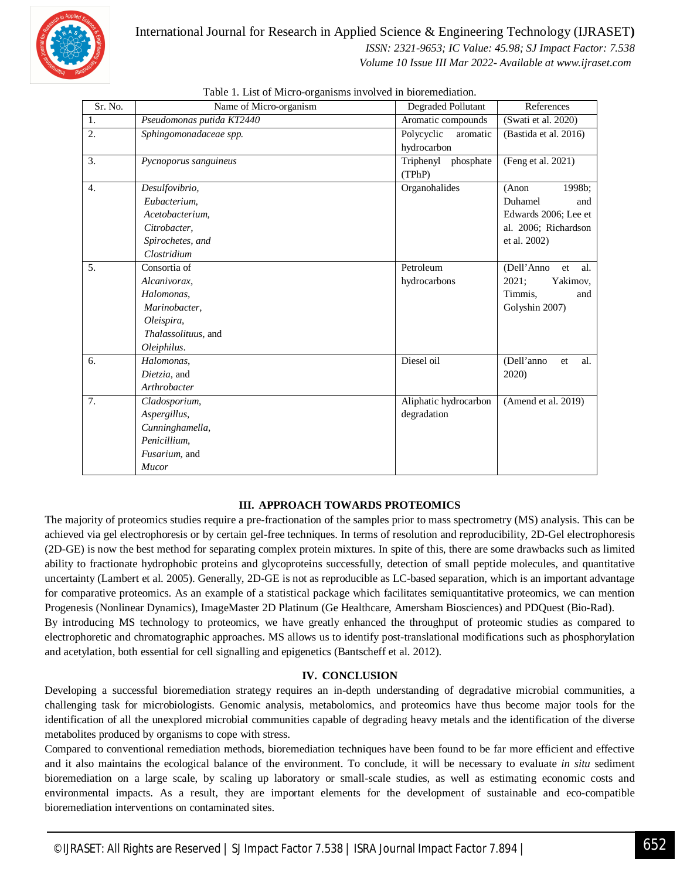Table 1. List of Micro-organisms involved in bioremediation.

| Sr. No. | Name of Micro-organism | Degraded Pollutant | References |
|---|---|---|---|
| 1. | *Pseudomonas putida KT2440* | Aromatic compounds | (Swati et al. 2020) |
| 2. | *Sphingomonadaceae spp.* | Polycyclic aromatic hydrocarbon | (Bastida et al. 2016) |
| 3. | *Pycnoporus sanguineus* | Triphenyl phosphate (TPhP) | (Feng et al. 2021) |
| 4. | *Desulfovibrio, Eubacterium, Acetobacterium, Citrobacter, Spirochetes, and Clostridium* | Organohalides | (Anon 1998b; Duhamel and Edwards 2006; Lee et al. 2006; Richardson et al. 2002) |
| 5. | Consortia of *Alcanivorax*, *Halomonas*, *Marinobacter*, *Oleispira*, *Thalassolituus*, and *Oleiphilus*. | Petroleum hydrocarbons | (Dell'Anno et al. 2021; Yakimov, Timmis, and Golyshin 2007) |
| 6. | *Halomonas*, *Dietzia*, and *Arthrobacter* | Diesel oil | (Dell'anno et al. 2020) |
| 7. | *Cladosporium*, *Aspergillus*, *Cunninghamella*, *Penicillium*, *Fusarium*, and *Mucor* | Aliphatic hydrocarbon degradation | (Amend et al. 2019) |

## III. APPROACH TOWARDS PROTEOMICS

The majority of proteomics studies require a pre-fractionation of the samples prior to mass spectrometry (MS) analysis. This can be achieved via gel electrophoresis or by certain gel-free techniques. In terms of resolution and reproducibility, 2D-Gel electrophoresis (2D-GE) is now the best method for separating complex protein mixtures. In spite of this, there are some drawbacks such as limited ability to fractionate hydrophobic proteins and glycoproteins successfully, detection of small peptide molecules, and quantitative uncertainty (Lambert et al. 2005). Generally, 2D-GE is not as reproducible as LC-based separation, which is an important advantage for comparative proteomics. As an example of a statistical package which facilitates semiquantitative proteomics, we can mention Progenesis (Nonlinear Dynamics), ImageMaster 2D Platinum (Ge Healthcare, Amersham Biosciences) and PDQuest (Bio-Rad).

By introducing MS technology to proteomics, we have greatly enhanced the throughput of proteomic studies as compared to electrophoretic and chromatographic approaches. MS allows us to identify post-translational modifications such as phosphorylation and acetylation, both essential for cell signalling and epigenetics (Bantscheff et al. 2012).

## IV. CONCLUSION

Developing a successful bioremediation strategy requires an in-depth understanding of degradative microbial communities, a challenging task for microbiologists. Genomic analysis, metabolomics, and proteomics have thus become major tools for the identification of all the unexplored microbial communities capable of degrading heavy metals and the identification of the diverse metabolites produced by organisms to cope with stress.

Compared to conventional remediation methods, bioremediation techniques have been found to be far more efficient and effective and it also maintains the ecological balance of the environment. To conclude, it will be necessary to evaluate *in situ* sediment bioremediation on a large scale, by scaling up laboratory or small-scale studies, as well as estimating economic costs and environmental impacts. As a result, they are important elements for the development of sustainable and eco-compatible bioremediation interventions on contaminated sites.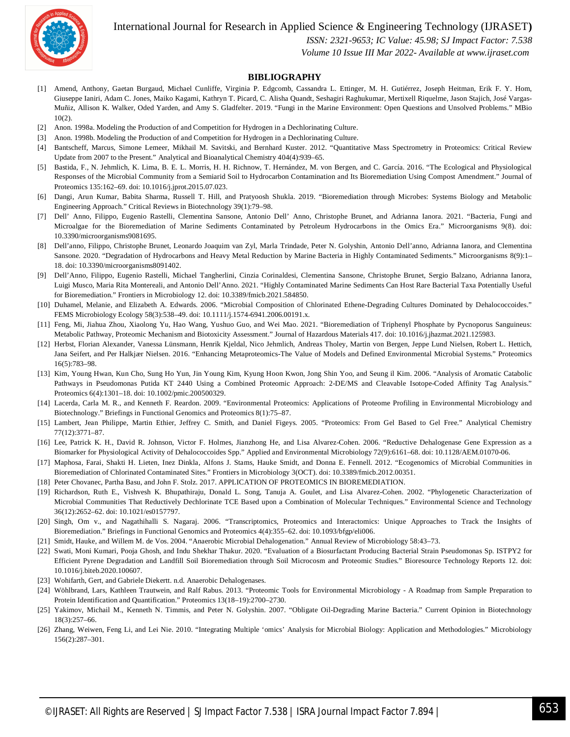## BIBLIOGRAPHY

[1] Amend, Anthony, Gaetan Burgaud, Michael Cunliffe, Virginia P. Edgcomb, Cassandra L. Ettinger, M. H. Gutiérrez, Joseph Heitman, Erik F. Y. Hom, Giuseppe Ianiri, Adam C. Jones, Maiko Kagami, Kathryn T. Picard, C. Alisha Quandt, Seshagiri Raghukumar, Mertixell Riquelme, Jason Stajich, José Vargas-Muñiz, Allison K. Walker, Oded Yarden, and Amy S. Gladfelter. 2019. "Fungi in the Marine Environment: Open Questions and Unsolved Problems." MBio 10(2).

[2] Anon. 1998a. Modeling the Production of and Competition for Hydrogen in a Dechlorinating Culture.

[3] Anon. 1998b. Modeling the Production of and Competition for Hydrogen in a Dechlorinating Culture.

[4] Bantscheff, Marcus, Simone Lemeer, Mikhail M. Savitski, and Bernhard Kuster. 2012. "Quantitative Mass Spectrometry in Proteomics: Critical Review Update from 2007 to the Present." Analytical and Bioanalytical Chemistry 404(4):939–65.

[5] Bastida, F., N. Jehmlich, K. Lima, B. E. L. Morris, H. H. Richnow, T. Hernández, M. von Bergen, and C. García. 2016. "The Ecological and Physiological Responses of the Microbial Community from a Semiarid Soil to Hydrocarbon Contamination and Its Bioremediation Using Compost Amendment." Journal of Proteomics 135:162–69. doi: 10.1016/j.jprot.2015.07.023.

[6] Dangi, Arun Kumar, Babita Sharma, Russell T. Hill, and Pratyoosh Shukla. 2019. "Bioremediation through Microbes: Systems Biology and Metabolic Engineering Approach." Critical Reviews in Biotechnology 39(1):79–98.

[7] Dell' Anno, Filippo, Eugenio Rastelli, Clementina Sansone, Antonio Dell' Anno, Christophe Brunet, and Adrianna Ianora. 2021. "Bacteria, Fungi and Microalgae for the Bioremediation of Marine Sediments Contaminated by Petroleum Hydrocarbons in the Omics Era." Microorganisms 9(8). doi: 10.3390/microorganisms9081695.

[8] Dell'anno, Filippo, Christophe Brunet, Leonardo Joaquim van Zyl, Marla Trindade, Peter N. Golyshin, Antonio Dell'anno, Adrianna Ianora, and Clementina Sansone. 2020. "Degradation of Hydrocarbons and Heavy Metal Reduction by Marine Bacteria in Highly Contaminated Sediments." Microorganisms 8(9):1–18. doi: 10.3390/microorganisms8091402.

[9] Dell'Anno, Filippo, Eugenio Rastelli, Michael Tangherlini, Cinzia Corinaldesi, Clementina Sansone, Christophe Brunet, Sergio Balzano, Adrianna Ianora, Luigi Musco, Maria Rita Montereali, and Antonio Dell'Anno. 2021. "Highly Contaminated Marine Sediments Can Host Rare Bacterial Taxa Potentially Useful for Bioremediation." Frontiers in Microbiology 12. doi: 10.3389/fmicb.2021.584850.

[10] Duhamel, Melanie, and Elizabeth A. Edwards. 2006. "Microbial Composition of Chlorinated Ethene-Degrading Cultures Dominated by Dehalococcoides." FEMS Microbiology Ecology 58(3):538–49. doi: 10.1111/j.1574-6941.2006.00191.x.

[11] Feng, Mi, Jiahua Zhou, Xiaolong Yu, Hao Wang, Yushuo Guo, and Wei Mao. 2021. "Bioremediation of Triphenyl Phosphate by Pycnoporus Sanguineus: Metabolic Pathway, Proteomic Mechanism and Biotoxicity Assessment." Journal of Hazardous Materials 417. doi: 10.1016/j.jhazmat.2021.125983.

[12] Herbst, Florian Alexander, Vanessa Lünsmann, Henrik Kjeldal, Nico Jehmlich, Andreas Tholey, Martin von Bergen, Jeppe Lund Nielsen, Robert L. Hettich, Jana Seifert, and Per Halkjær Nielsen. 2016. "Enhancing Metaproteomics-The Value of Models and Defined Environmental Microbial Systems." Proteomics 16(5):783–98.

[13] Kim, Young Hwan, Kun Cho, Sung Ho Yun, Jin Young Kim, Kyung Hoon Kwon, Jong Shin Yoo, and Seung il Kim. 2006. "Analysis of Aromatic Catabolic Pathways in Pseudomonas Putida KT 2440 Using a Combined Proteomic Approach: 2-DE/MS and Cleavable Isotope-Coded Affinity Tag Analysis." Proteomics 6(4):1301–18. doi: 10.1002/pmic.200500329.

[14] Lacerda, Carla M. R., and Kenneth F. Reardon. 2009. "Environmental Proteomics: Applications of Proteome Profiling in Environmental Microbiology and Biotechnology." Briefings in Functional Genomics and Proteomics 8(1):75–87.

[15] Lambert, Jean Philippe, Martin Ethier, Jeffrey C. Smith, and Daniel Figeys. 2005. "Proteomics: From Gel Based to Gel Free." Analytical Chemistry 77(12):3771–87.

[16] Lee, Patrick K. H., David R. Johnson, Victor F. Holmes, Jianzhong He, and Lisa Alvarez-Cohen. 2006. "Reductive Dehalogenase Gene Expression as a Biomarker for Physiological Activity of Dehalococcoides Spp." Applied and Environmental Microbiology 72(9):6161–68. doi: 10.1128/AEM.01070-06.

[17] Maphosa, Farai, Shakti H. Lieten, Inez Dinkla, Alfons J. Stams, Hauke Smidt, and Donna E. Fennell. 2012. "Ecogenomics of Microbial Communities in Bioremediation of Chlorinated Contaminated Sites." Frontiers in Microbiology 3(OCT). doi: 10.3389/fmicb.2012.00351.

[18] Peter Chovanec, Partha Basu, and John F. Stolz. 2017. APPLICATION OF PROTEOMICS IN BIOREMEDIATION.

[19] Richardson, Ruth E., Vishvesh K. Bhupathiraju, Donald L. Song, Tanuja A. Goulet, and Lisa Alvarez-Cohen. 2002. "Phylogenetic Characterization of Microbial Communities That Reductively Dechlorinate TCE Based upon a Combination of Molecular Techniques." Environmental Science and Technology 36(12):2652–62. doi: 10.1021/es0157797.

[20] Singh, Om v., and Nagathihalli S. Nagaraj. 2006. "Transcriptomics, Proteomics and Interactomics: Unique Approaches to Track the Insights of Bioremediation." Briefings in Functional Genomics and Proteomics 4(4):355–62. doi: 10.1093/bfgp/eli006.

[21] Smidt, Hauke, and Willem M. de Vos. 2004. "Anaerobic Microbial Dehalogenation." Annual Review of Microbiology 58:43–73.

[22] Swati, Moni Kumari, Pooja Ghosh, and Indu Shekhar Thakur. 2020. "Evaluation of a Biosurfactant Producing Bacterial Strain Pseudomonas Sp. ISTPY2 for Efficient Pyrene Degradation and Landfill Soil Bioremediation through Soil Microcosm and Proteomic Studies." Bioresource Technology Reports 12. doi: 10.1016/j.biteb.2020.100607.

[23] Wohifarth, Gert, and Gabriele Diekertt. n.d. Anaerobic Dehalogenases.

[24] Wöhlbrand, Lars, Kathleen Trautwein, and Ralf Rabus. 2013. "Proteomic Tools for Environmental Microbiology - A Roadmap from Sample Preparation to Protein Identification and Quantification." Proteomics 13(18–19):2700–2730.

[25] Yakimov, Michail M., Kenneth N. Timmis, and Peter N. Golyshin. 2007. "Obligate Oil-Degrading Marine Bacteria." Current Opinion in Biotechnology 18(3):257–66.

[26] Zhang, Weiwen, Feng Li, and Lei Nie. 2010. "Integrating Multiple 'omics' Analysis for Microbial Biology: Application and Methodologies." Microbiology 156(2):287–301.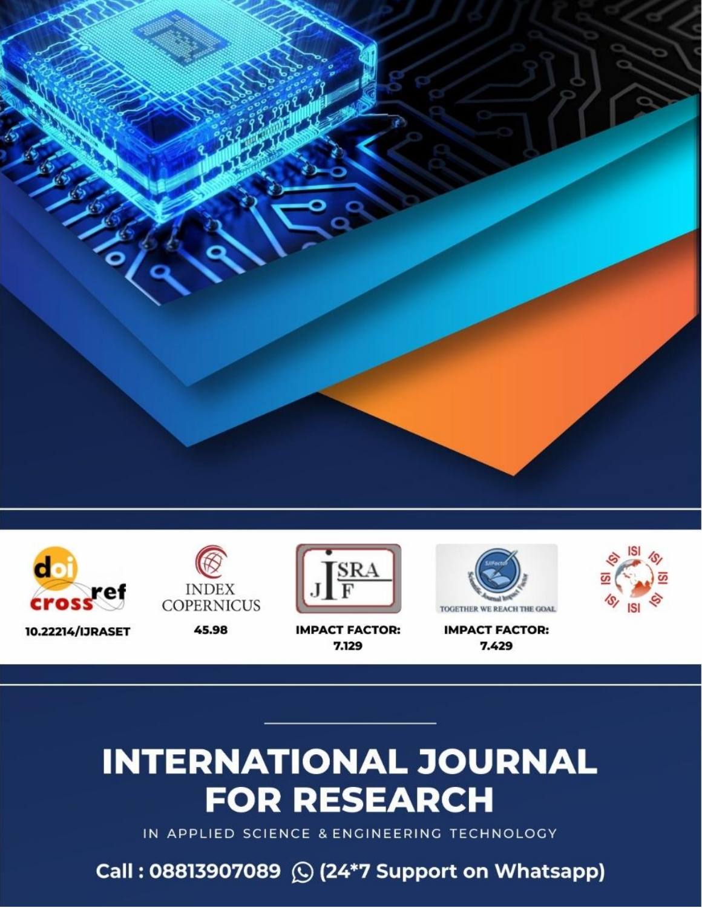10.22214/IJRASET

INDEX COPERNICUS

45.98

IMPACT FACTOR: 7.129

TOGETHER WE REACH THE GOAL

IMPACT FACTOR: 7.429

# INTERNATIONAL JOURNAL FOR RESEARCH

IN APPLIED SCIENCE & ENGINEERING TECHNOLOGY

Call : 08813907089 (24*7 Support on Whatsapp)